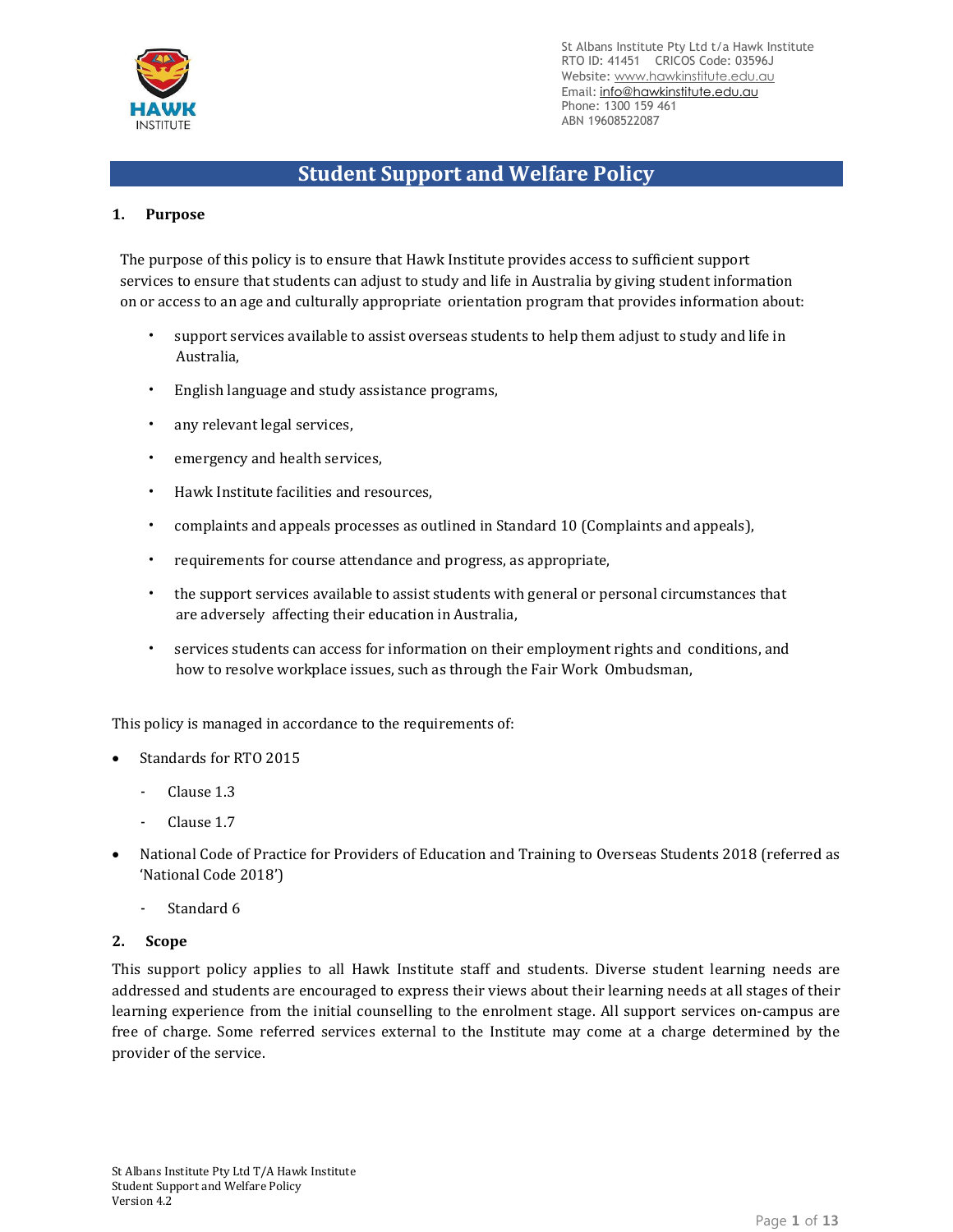St Albans Institute Pty Ltd t/a Hawk Institute
RTO ID: 41451 CRICOS Code: 03596J
Website: www.hawkinstitute.edu.au
Email: info@hawkinstitute.edu.au
Phone: 1300 159 461
ABN 19608522087

# Student Support and Welfare Policy

## 1. Purpose

The purpose of this policy is to ensure that Hawk Institute provides access to sufficient support services to ensure that students can adjust to study and life in Australia by giving student information on or access to an age and culturally appropriate orientation program that provides information about:

- support services available to assist overseas students to help them adjust to study and life in Australia,
- English language and study assistance programs,
- any relevant legal services,
- emergency and health services,
- Hawk Institute facilities and resources,
- complaints and appeals processes as outlined in Standard 10 (Complaints and appeals),
- requirements for course attendance and progress, as appropriate,
- the support services available to assist students with general or personal circumstances that are adversely affecting their education in Australia,
- services students can access for information on their employment rights and conditions, and how to resolve workplace issues, such as through the Fair Work Ombudsman,

This policy is managed in accordance to the requirements of:

- Standards for RTO 2015
  - Clause 1.3
  - Clause 1.7
- National Code of Practice for Providers of Education and Training to Overseas Students 2018 (referred as 'National Code 2018')
  - Standard 6

## 2. Scope

This support policy applies to all Hawk Institute staff and students. Diverse student learning needs are addressed and students are encouraged to express their views about their learning needs at all stages of their learning experience from the initial counselling to the enrolment stage. All support services on-campus are free of charge. Some referred services external to the Institute may come at a charge determined by the provider of the service.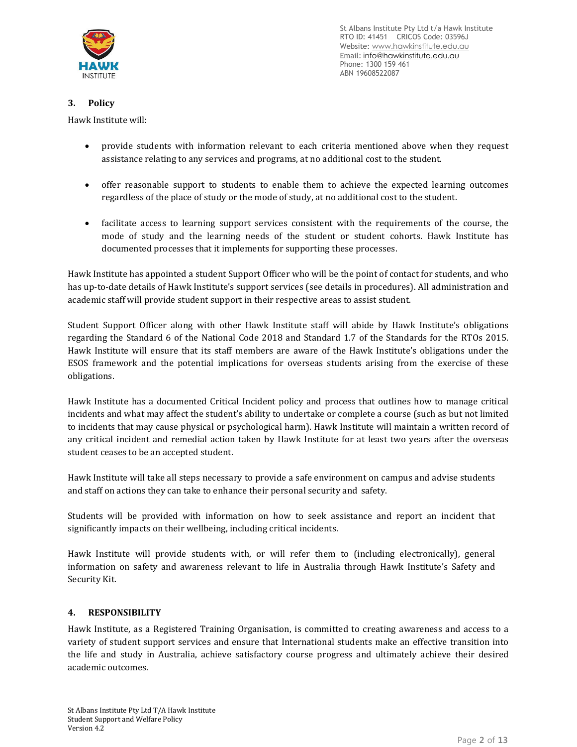## 3. Policy

Hawk Institute will:

- provide students with information relevant to each criteria mentioned above when they request assistance relating to any services and programs, at no additional cost to the student.
- offer reasonable support to students to enable them to achieve the expected learning outcomes regardless of the place of study or the mode of study, at no additional cost to the student.
- facilitate access to learning support services consistent with the requirements of the course, the mode of study and the learning needs of the student or student cohorts. Hawk Institute has documented processes that it implements for supporting these processes.

Hawk Institute has appointed a student Support Officer who will be the point of contact for students, and who has up-to-date details of Hawk Institute's support services (see details in procedures). All administration and academic staff will provide student support in their respective areas to assist student.

Student Support Officer along with other Hawk Institute staff will abide by Hawk Institute's obligations regarding the Standard 6 of the National Code 2018 and Standard 1.7 of the Standards for the RTOs 2015. Hawk Institute will ensure that its staff members are aware of the Hawk Institute's obligations under the ESOS framework and the potential implications for overseas students arising from the exercise of these obligations.

Hawk Institute has a documented Critical Incident policy and process that outlines how to manage critical incidents and what may affect the student's ability to undertake or complete a course (such as but not limited to incidents that may cause physical or psychological harm). Hawk Institute will maintain a written record of any critical incident and remedial action taken by Hawk Institute for at least two years after the overseas student ceases to be an accepted student.

Hawk Institute will take all steps necessary to provide a safe environment on campus and advise students and staff on actions they can take to enhance their personal security and safety.

Students will be provided with information on how to seek assistance and report an incident that significantly impacts on their wellbeing, including critical incidents.

Hawk Institute will provide students with, or will refer them to (including electronically), general information on safety and awareness relevant to life in Australia through Hawk Institute's Safety and Security Kit.

## 4. RESPONSIBILITY

Hawk Institute, as a Registered Training Organisation, is committed to creating awareness and access to a variety of student support services and ensure that International students make an effective transition into the life and study in Australia, achieve satisfactory course progress and ultimately achieve their desired academic outcomes.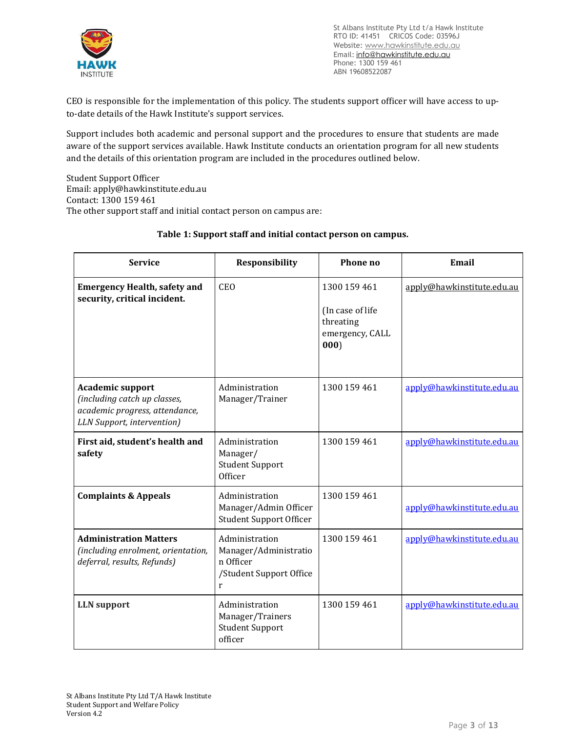CEO is responsible for the implementation of this policy. The students support officer will have access to up-to-date details of the Hawk Institute's support services.

Support includes both academic and personal support and the procedures to ensure that students are made aware of the support services available. Hawk Institute conducts an orientation program for all new students and the details of this orientation program are included in the procedures outlined below.

Student Support Officer
Email: apply@hawkinstitute.edu.au
Contact: 1300 159 461
The other support staff and initial contact person on campus are:

**Table 1: Support staff and initial contact person on campus.**

| Service | Responsibility | Phone no | Email |
|---|---|---|---|
| **Emergency Health, safety and security, critical incident.** | CEO | 1300 159 461 (In case of life threating emergency, CALL **000**) | apply@hawkinstitute.edu.au |
| **Academic support** *(including catch up classes, academic progress, attendance, LLN Support, intervention)* | Administration Manager/Trainer | 1300 159 461 | apply@hawkinstitute.edu.au |
| **First aid, student's health and safety** | Administration Manager/ Student Support Officer | 1300 159 461 | apply@hawkinstitute.edu.au |
| **Complaints & Appeals** | Administration Manager/Admin Officer Student Support Officer | 1300 159 461 | apply@hawkinstitute.edu.au |
| **Administration Matters** *(including enrolment, orientation, deferral, results, Refunds)* | Administration Manager/Administration Officer /Student Support Officer | 1300 159 461 | apply@hawkinstitute.edu.au |
| **LLN support** | Administration Manager/Trainers Student Support officer | 1300 159 461 | apply@hawkinstitute.edu.au |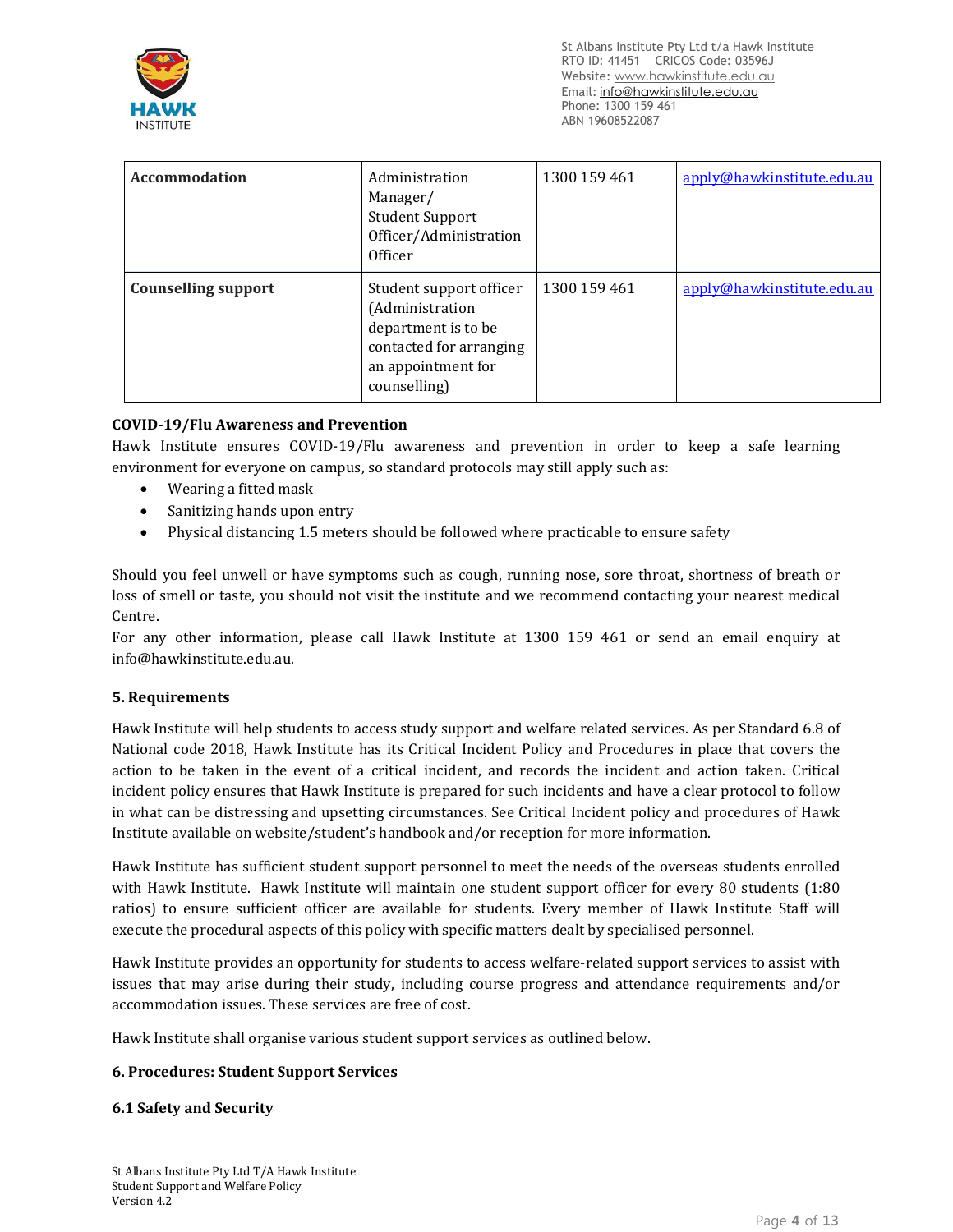| Accommodation | Administration Manager/ Student Support Officer/Administration Officer | 1300 159 461 | apply@hawkinstitute.edu.au |
|---|---|---|---|
| **Counselling support** | Student support officer (Administration department is to be contacted for arranging an appointment for counselling) | 1300 159 461 | apply@hawkinstitute.edu.au |

**COVID-19/Flu Awareness and Prevention**

Hawk Institute ensures COVID-19/Flu awareness and prevention in order to keep a safe learning environment for everyone on campus, so standard protocols may still apply such as:

- Wearing a fitted mask
- Sanitizing hands upon entry
- Physical distancing 1.5 meters should be followed where practicable to ensure safety

Should you feel unwell or have symptoms such as cough, running nose, sore throat, shortness of breath or loss of smell or taste, you should not visit the institute and we recommend contacting your nearest medical Centre.

For any other information, please call Hawk Institute at 1300 159 461 or send an email enquiry at info@hawkinstitute.edu.au.

## 5. Requirements

Hawk Institute will help students to access study support and welfare related services. As per Standard 6.8 of National code 2018, Hawk Institute has its Critical Incident Policy and Procedures in place that covers the action to be taken in the event of a critical incident, and records the incident and action taken. Critical incident policy ensures that Hawk Institute is prepared for such incidents and have a clear protocol to follow in what can be distressing and upsetting circumstances. See Critical Incident policy and procedures of Hawk Institute available on website/student's handbook and/or reception for more information.

Hawk Institute has sufficient student support personnel to meet the needs of the overseas students enrolled with Hawk Institute. Hawk Institute will maintain one student support officer for every 80 students (1:80 ratios) to ensure sufficient officer are available for students. Every member of Hawk Institute Staff will execute the procedural aspects of this policy with specific matters dealt by specialised personnel.

Hawk Institute provides an opportunity for students to access welfare-related support services to assist with issues that may arise during their study, including course progress and attendance requirements and/or accommodation issues. These services are free of cost.

Hawk Institute shall organise various student support services as outlined below.

## 6. Procedures: Student Support Services

### 6.1 Safety and Security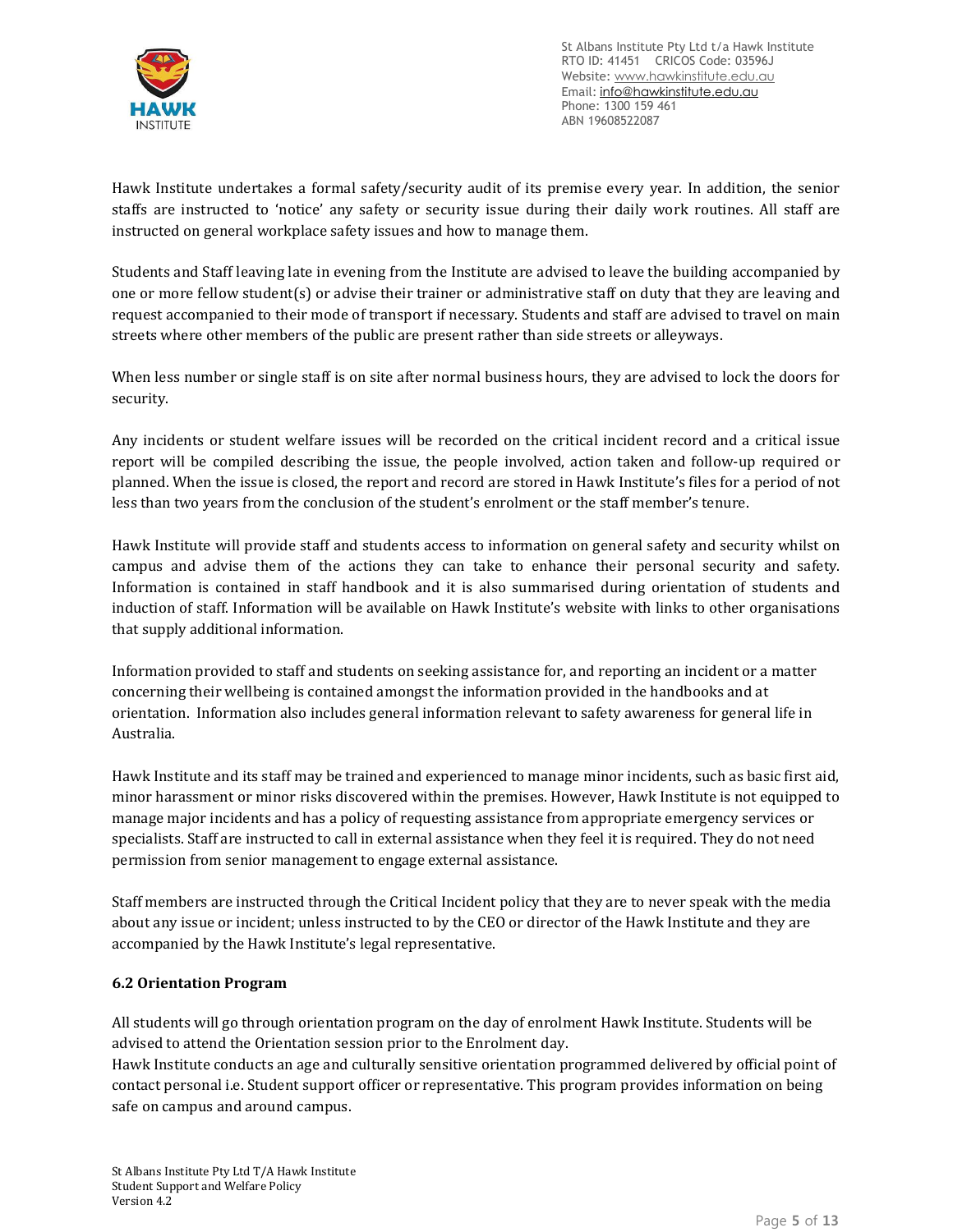Hawk Institute undertakes a formal safety/security audit of its premise every year. In addition, the senior staffs are instructed to 'notice' any safety or security issue during their daily work routines. All staff are instructed on general workplace safety issues and how to manage them.

Students and Staff leaving late in evening from the Institute are advised to leave the building accompanied by one or more fellow student(s) or advise their trainer or administrative staff on duty that they are leaving and request accompanied to their mode of transport if necessary. Students and staff are advised to travel on main streets where other members of the public are present rather than side streets or alleyways.

When less number or single staff is on site after normal business hours, they are advised to lock the doors for security.

Any incidents or student welfare issues will be recorded on the critical incident record and a critical issue report will be compiled describing the issue, the people involved, action taken and follow-up required or planned. When the issue is closed, the report and record are stored in Hawk Institute's files for a period of not less than two years from the conclusion of the student's enrolment or the staff member's tenure.

Hawk Institute will provide staff and students access to information on general safety and security whilst on campus and advise them of the actions they can take to enhance their personal security and safety. Information is contained in staff handbook and it is also summarised during orientation of students and induction of staff. Information will be available on Hawk Institute's website with links to other organisations that supply additional information.

Information provided to staff and students on seeking assistance for, and reporting an incident or a matter concerning their wellbeing is contained amongst the information provided in the handbooks and at orientation. Information also includes general information relevant to safety awareness for general life in Australia.

Hawk Institute and its staff may be trained and experienced to manage minor incidents, such as basic first aid, minor harassment or minor risks discovered within the premises. However, Hawk Institute is not equipped to manage major incidents and has a policy of requesting assistance from appropriate emergency services or specialists. Staff are instructed to call in external assistance when they feel it is required. They do not need permission from senior management to engage external assistance.

Staff members are instructed through the Critical Incident policy that they are to never speak with the media about any issue or incident; unless instructed to by the CEO or director of the Hawk Institute and they are accompanied by the Hawk Institute's legal representative.

### 6.2 Orientation Program

All students will go through orientation program on the day of enrolment Hawk Institute. Students will be advised to attend the Orientation session prior to the Enrolment day.
Hawk Institute conducts an age and culturally sensitive orientation programmed delivered by official point of contact personal i.e. Student support officer or representative. This program provides information on being safe on campus and around campus.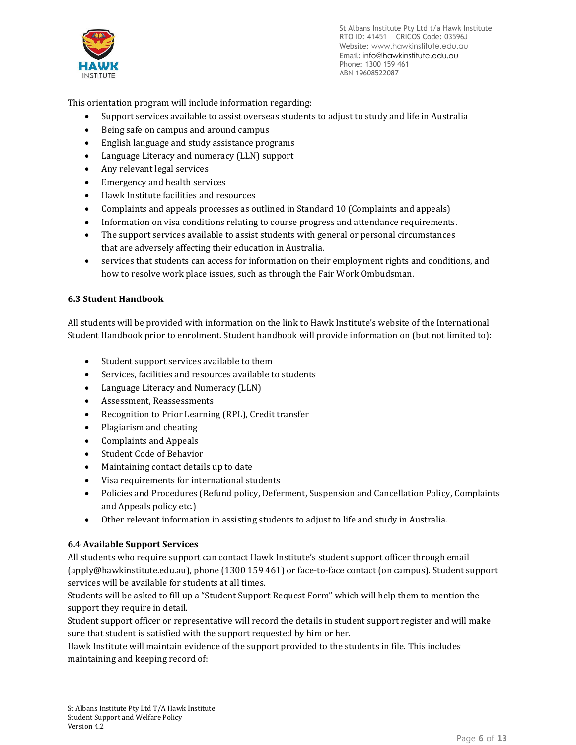This orientation program will include information regarding:

- Support services available to assist overseas students to adjust to study and life in Australia
- Being safe on campus and around campus
- English language and study assistance programs
- Language Literacy and numeracy (LLN) support
- Any relevant legal services
- Emergency and health services
- Hawk Institute facilities and resources
- Complaints and appeals processes as outlined in Standard 10 (Complaints and appeals)
- Information on visa conditions relating to course progress and attendance requirements.
- The support services available to assist students with general or personal circumstances that are adversely affecting their education in Australia.
- services that students can access for information on their employment rights and conditions, and how to resolve work place issues, such as through the Fair Work Ombudsman.

### 6.3 Student Handbook

All students will be provided with information on the link to Hawk Institute's website of the International Student Handbook prior to enrolment. Student handbook will provide information on (but not limited to):

- Student support services available to them
- Services, facilities and resources available to students
- Language Literacy and Numeracy (LLN)
- Assessment, Reassessments
- Recognition to Prior Learning (RPL), Credit transfer
- Plagiarism and cheating
- Complaints and Appeals
- Student Code of Behavior
- Maintaining contact details up to date
- Visa requirements for international students
- Policies and Procedures (Refund policy, Deferment, Suspension and Cancellation Policy, Complaints and Appeals policy etc.)
- Other relevant information in assisting students to adjust to life and study in Australia.

### 6.4 Available Support Services

All students who require support can contact Hawk Institute's student support officer through email (apply@hawkinstitute.edu.au), phone (1300 159 461) or face-to-face contact (on campus). Student support services will be available for students at all times.

Students will be asked to fill up a "Student Support Request Form" which will help them to mention the support they require in detail.

Student support officer or representative will record the details in student support register and will make sure that student is satisfied with the support requested by him or her.

Hawk Institute will maintain evidence of the support provided to the students in file. This includes maintaining and keeping record of: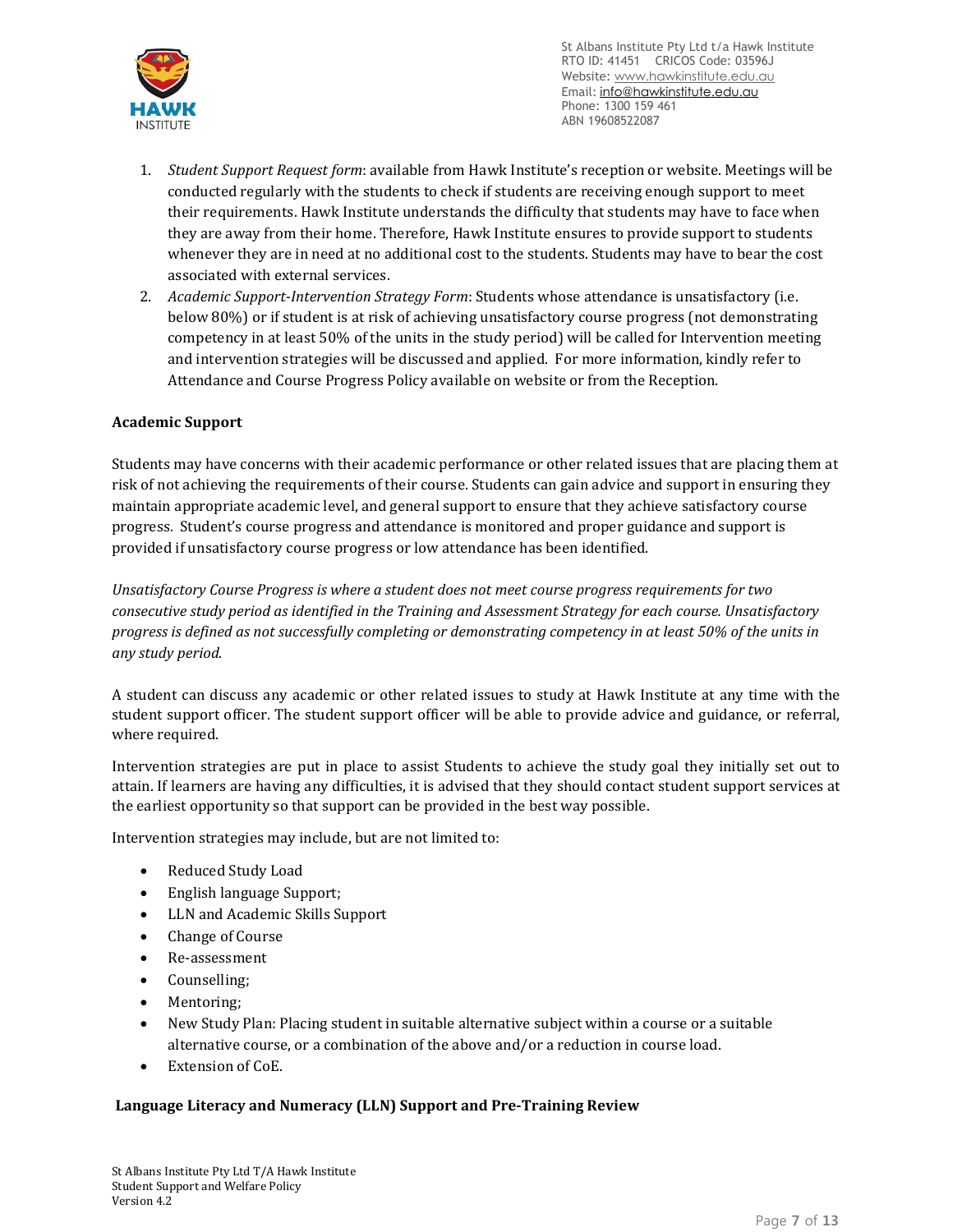1. *Student Support Request form*: available from Hawk Institute's reception or website. Meetings will be conducted regularly with the students to check if students are receiving enough support to meet their requirements. Hawk Institute understands the difficulty that students may have to face when they are away from their home. Therefore, Hawk Institute ensures to provide support to students whenever they are in need at no additional cost to the students. Students may have to bear the cost associated with external services.
2. *Academic Support-Intervention Strategy Form*: Students whose attendance is unsatisfactory (i.e. below 80%) or if student is at risk of achieving unsatisfactory course progress (not demonstrating competency in at least 50% of the units in the study period) will be called for Intervention meeting and intervention strategies will be discussed and applied. For more information, kindly refer to Attendance and Course Progress Policy available on website or from the Reception.

**Academic Support**

Students may have concerns with their academic performance or other related issues that are placing them at risk of not achieving the requirements of their course. Students can gain advice and support in ensuring they maintain appropriate academic level, and general support to ensure that they achieve satisfactory course progress. Student's course progress and attendance is monitored and proper guidance and support is provided if unsatisfactory course progress or low attendance has been identified.

*Unsatisfactory Course Progress is where a student does not meet course progress requirements for two consecutive study period as identified in the Training and Assessment Strategy for each course. Unsatisfactory progress is defined as not successfully completing or demonstrating competency in at least 50% of the units in any study period.*

A student can discuss any academic or other related issues to study at Hawk Institute at any time with the student support officer. The student support officer will be able to provide advice and guidance, or referral, where required.

Intervention strategies are put in place to assist Students to achieve the study goal they initially set out to attain. If learners are having any difficulties, it is advised that they should contact student support services at the earliest opportunity so that support can be provided in the best way possible.

Intervention strategies may include, but are not limited to:

- Reduced Study Load
- English language Support;
- LLN and Academic Skills Support
- Change of Course
- Re-assessment
- Counselling;
- Mentoring;
- New Study Plan: Placing student in suitable alternative subject within a course or a suitable alternative course, or a combination of the above and/or a reduction in course load.
- Extension of CoE.

**Language Literacy and Numeracy (LLN) Support and Pre-Training Review**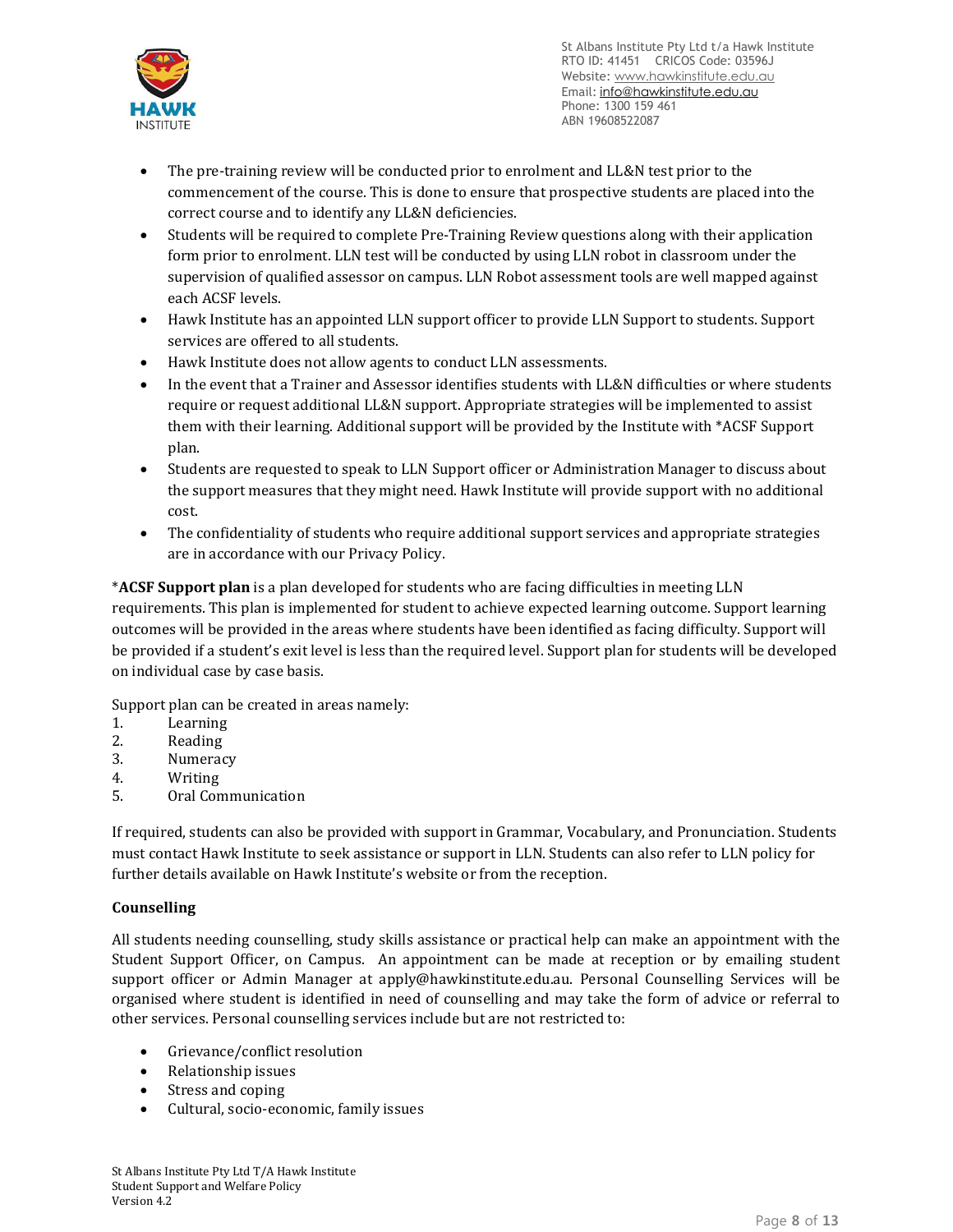- The pre-training review will be conducted prior to enrolment and LL&N test prior to the commencement of the course. This is done to ensure that prospective students are placed into the correct course and to identify any LL&N deficiencies.
- Students will be required to complete Pre-Training Review questions along with their application form prior to enrolment. LLN test will be conducted by using LLN robot in classroom under the supervision of qualified assessor on campus. LLN Robot assessment tools are well mapped against each ACSF levels.
- Hawk Institute has an appointed LLN support officer to provide LLN Support to students. Support services are offered to all students.
- Hawk Institute does not allow agents to conduct LLN assessments.
- In the event that a Trainer and Assessor identifies students with LL&N difficulties or where students require or request additional LL&N support. Appropriate strategies will be implemented to assist them with their learning. Additional support will be provided by the Institute with *ACSF Support plan.
- Students are requested to speak to LLN Support officer or Administration Manager to discuss about the support measures that they might need. Hawk Institute will provide support with no additional cost.
- The confidentiality of students who require additional support services and appropriate strategies are in accordance with our Privacy Policy.

***ACSF Support plan** is a plan developed for students who are facing difficulties in meeting LLN requirements. This plan is implemented for student to achieve expected learning outcome. Support learning outcomes will be provided in the areas where students have been identified as facing difficulty. Support will be provided if a student's exit level is less than the required level. Support plan for students will be developed on individual case by case basis.

Support plan can be created in areas namely:

1. Learning
2. Reading
3. Numeracy
4. Writing
5. Oral Communication

If required, students can also be provided with support in Grammar, Vocabulary, and Pronunciation. Students must contact Hawk Institute to seek assistance or support in LLN. Students can also refer to LLN policy for further details available on Hawk Institute's website or from the reception.

**Counselling**

All students needing counselling, study skills assistance or practical help can make an appointment with the Student Support Officer, on Campus. An appointment can be made at reception or by emailing student support officer or Admin Manager at apply@hawkinstitute.edu.au. Personal Counselling Services will be organised where student is identified in need of counselling and may take the form of advice or referral to other services. Personal counselling services include but are not restricted to:

- Grievance/conflict resolution
- Relationship issues
- Stress and coping
- Cultural, socio-economic, family issues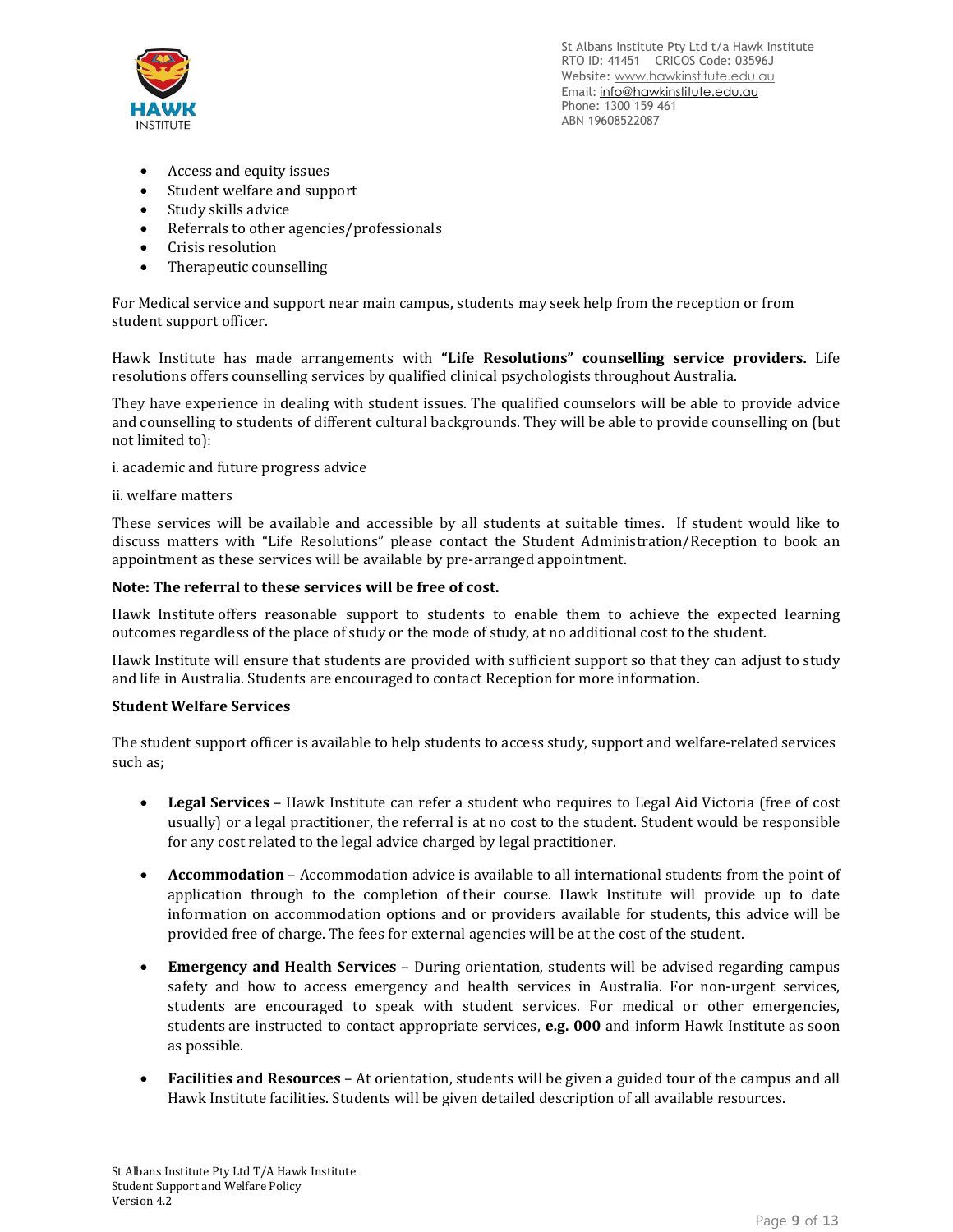- Access and equity issues
- Student welfare and support
- Study skills advice
- Referrals to other agencies/professionals
- Crisis resolution
- Therapeutic counselling

For Medical service and support near main campus, students may seek help from the reception or from student support officer.

Hawk Institute has made arrangements with **"Life Resolutions" counselling service providers.** Life resolutions offers counselling services by qualified clinical psychologists throughout Australia.

They have experience in dealing with student issues. The qualified counselors will be able to provide advice and counselling to students of different cultural backgrounds. They will be able to provide counselling on (but not limited to):

i. academic and future progress advice

ii. welfare matters

These services will be available and accessible by all students at suitable times. If student would like to discuss matters with "Life Resolutions" please contact the Student Administration/Reception to book an appointment as these services will be available by pre-arranged appointment.

**Note: The referral to these services will be free of cost.**

Hawk Institute offers reasonable support to students to enable them to achieve the expected learning outcomes regardless of the place of study or the mode of study, at no additional cost to the student.

Hawk Institute will ensure that students are provided with sufficient support so that they can adjust to study and life in Australia. Students are encouraged to contact Reception for more information.

**Student Welfare Services**

The student support officer is available to help students to access study, support and welfare-related services such as;

- **Legal Services** – Hawk Institute can refer a student who requires to Legal Aid Victoria (free of cost usually) or a legal practitioner, the referral is at no cost to the student. Student would be responsible for any cost related to the legal advice charged by legal practitioner.
- **Accommodation** – Accommodation advice is available to all international students from the point of application through to the completion of their course. Hawk Institute will provide up to date information on accommodation options and or providers available for students, this advice will be provided free of charge. The fees for external agencies will be at the cost of the student.
- **Emergency and Health Services** – During orientation, students will be advised regarding campus safety and how to access emergency and health services in Australia. For non-urgent services, students are encouraged to speak with student services. For medical or other emergencies, students are instructed to contact appropriate services, **e.g. 000** and inform Hawk Institute as soon as possible.
- **Facilities and Resources** – At orientation, students will be given a guided tour of the campus and all Hawk Institute facilities. Students will be given detailed description of all available resources.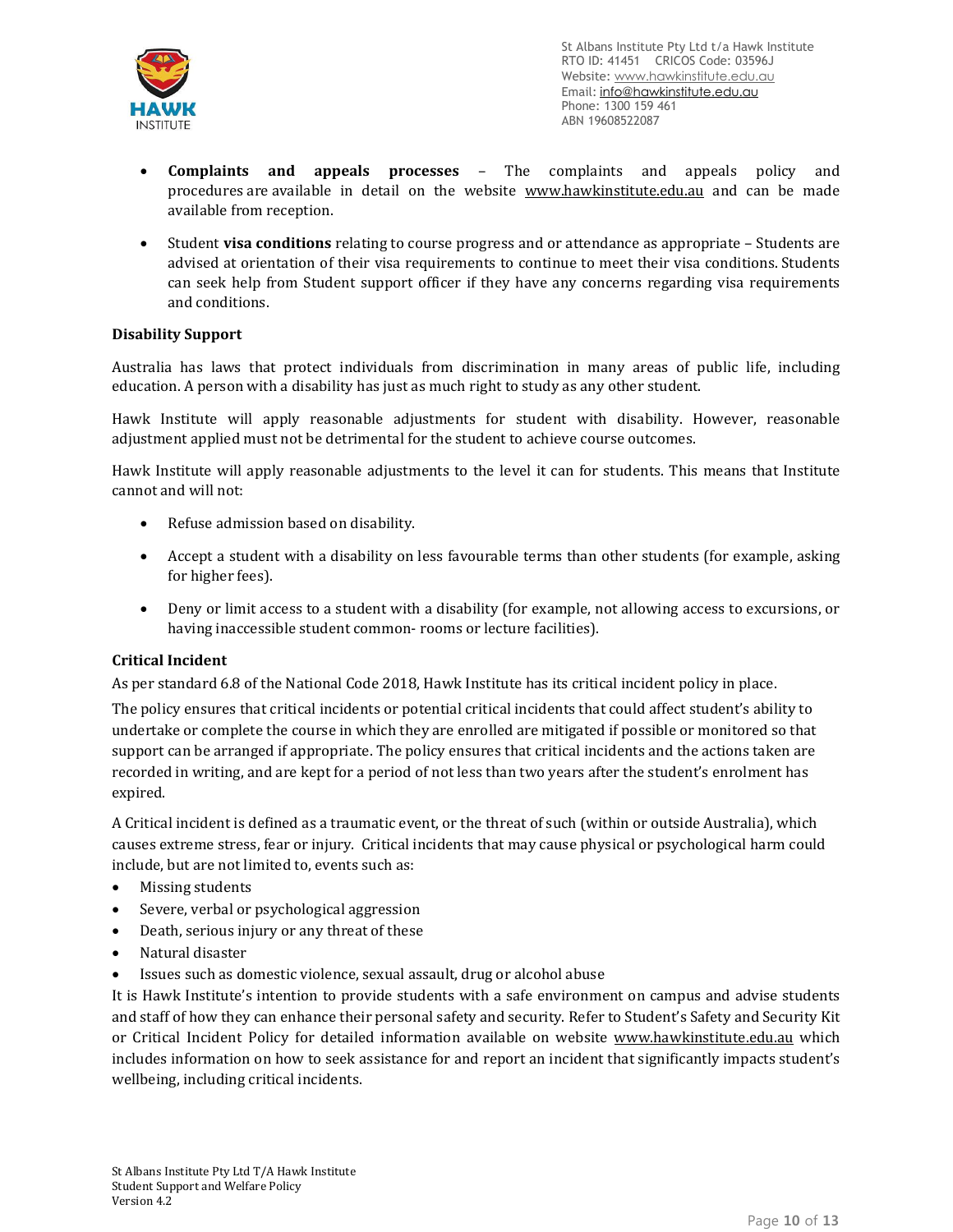- **Complaints and appeals processes** – The complaints and appeals policy and procedures are available in detail on the website www.hawkinstitute.edu.au and can be made available from reception.
- Student **visa conditions** relating to course progress and or attendance as appropriate – Students are advised at orientation of their visa requirements to continue to meet their visa conditions. Students can seek help from Student support officer if they have any concerns regarding visa requirements and conditions.

**Disability Support**

Australia has laws that protect individuals from discrimination in many areas of public life, including education. A person with a disability has just as much right to study as any other student.

Hawk Institute will apply reasonable adjustments for student with disability. However, reasonable adjustment applied must not be detrimental for the student to achieve course outcomes.

Hawk Institute will apply reasonable adjustments to the level it can for students. This means that Institute cannot and will not:

- Refuse admission based on disability.
- Accept a student with a disability on less favourable terms than other students (for example, asking for higher fees).
- Deny or limit access to a student with a disability (for example, not allowing access to excursions, or having inaccessible student common- rooms or lecture facilities).

**Critical Incident**

As per standard 6.8 of the National Code 2018, Hawk Institute has its critical incident policy in place.

The policy ensures that critical incidents or potential critical incidents that could affect student's ability to undertake or complete the course in which they are enrolled are mitigated if possible or monitored so that support can be arranged if appropriate. The policy ensures that critical incidents and the actions taken are recorded in writing, and are kept for a period of not less than two years after the student's enrolment has expired.

A Critical incident is defined as a traumatic event, or the threat of such (within or outside Australia), which causes extreme stress, fear or injury. Critical incidents that may cause physical or psychological harm could include, but are not limited to, events such as:

- Missing students
- Severe, verbal or psychological aggression
- Death, serious injury or any threat of these
- Natural disaster
- Issues such as domestic violence, sexual assault, drug or alcohol abuse

It is Hawk Institute's intention to provide students with a safe environment on campus and advise students and staff of how they can enhance their personal safety and security. Refer to Student's Safety and Security Kit or Critical Incident Policy for detailed information available on website www.hawkinstitute.edu.au which includes information on how to seek assistance for and report an incident that significantly impacts student's wellbeing, including critical incidents.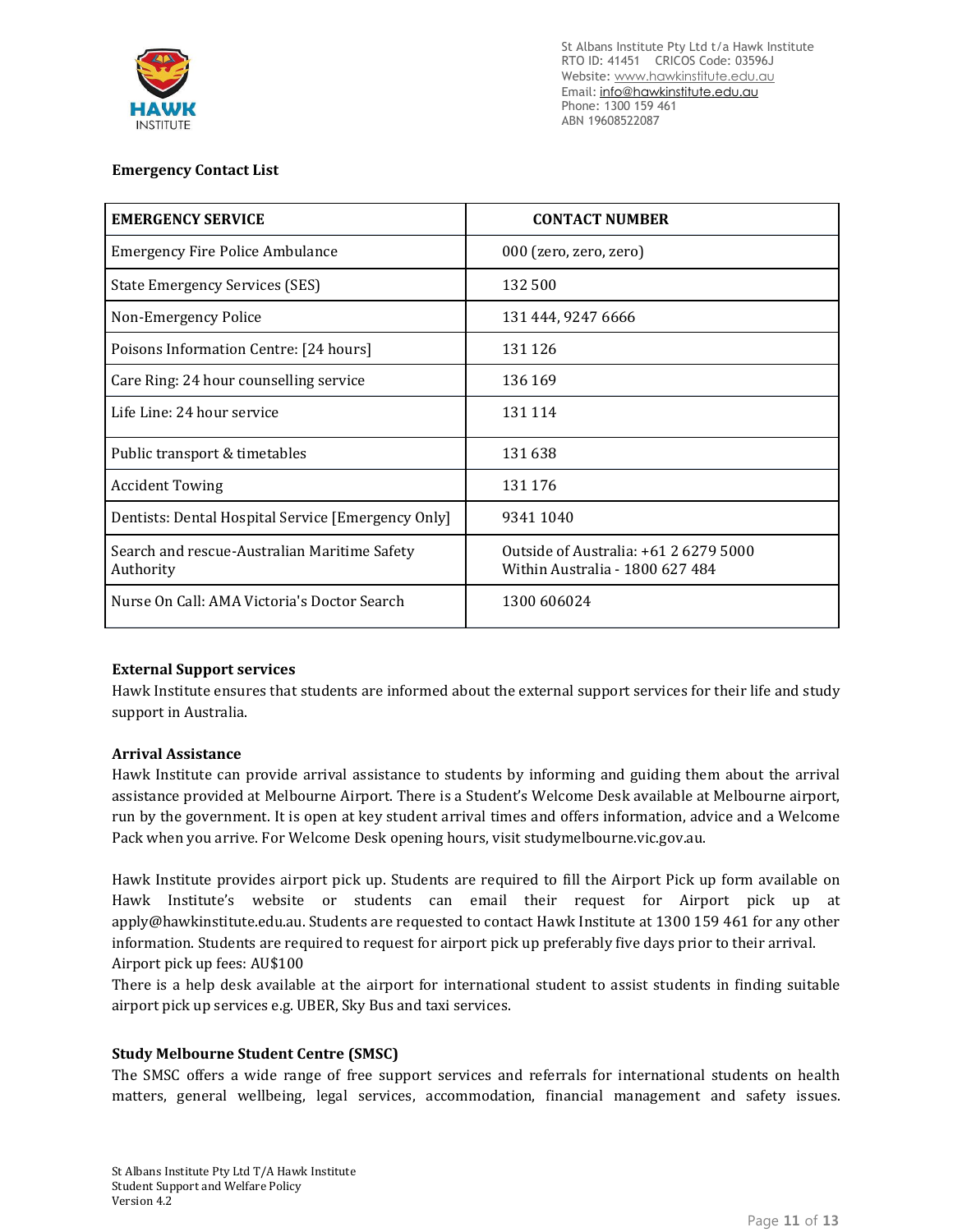**Emergency Contact List**

| EMERGENCY SERVICE | CONTACT NUMBER |
|---|---|
| Emergency Fire Police Ambulance | 000 (zero, zero, zero) |
| State Emergency Services (SES) | 132 500 |
| Non-Emergency Police | 131 444, 9247 6666 |
| Poisons Information Centre: [24 hours] | 131 126 |
| Care Ring: 24 hour counselling service | 136 169 |
| Life Line: 24 hour service | 131 114 |
| Public transport & timetables | 131 638 |
| Accident Towing | 131 176 |
| Dentists: Dental Hospital Service [Emergency Only] | 9341 1040 |
| Search and rescue-Australian Maritime Safety Authority | Outside of Australia: +61 2 6279 5000<br>Within Australia - 1800 627 484 |
| Nurse On Call: AMA Victoria's Doctor Search | 1300 606024 |

**External Support services**

Hawk Institute ensures that students are informed about the external support services for their life and study support in Australia.

**Arrival Assistance**

Hawk Institute can provide arrival assistance to students by informing and guiding them about the arrival assistance provided at Melbourne Airport. There is a Student's Welcome Desk available at Melbourne airport, run by the government. It is open at key student arrival times and offers information, advice and a Welcome Pack when you arrive. For Welcome Desk opening hours, visit studymelbourne.vic.gov.au.

Hawk Institute provides airport pick up. Students are required to fill the Airport Pick up form available on Hawk Institute's website or students can email their request for Airport pick up at apply@hawkinstitute.edu.au. Students are requested to contact Hawk Institute at 1300 159 461 for any other information. Students are required to request for airport pick up preferably five days prior to their arrival.
Airport pick up fees: AU$100
There is a help desk available at the airport for international student to assist students in finding suitable airport pick up services e.g. UBER, Sky Bus and taxi services.

**Study Melbourne Student Centre (SMSC)**

The SMSC offers a wide range of free support services and referrals for international students on health matters, general wellbeing, legal services, accommodation, financial management and safety issues.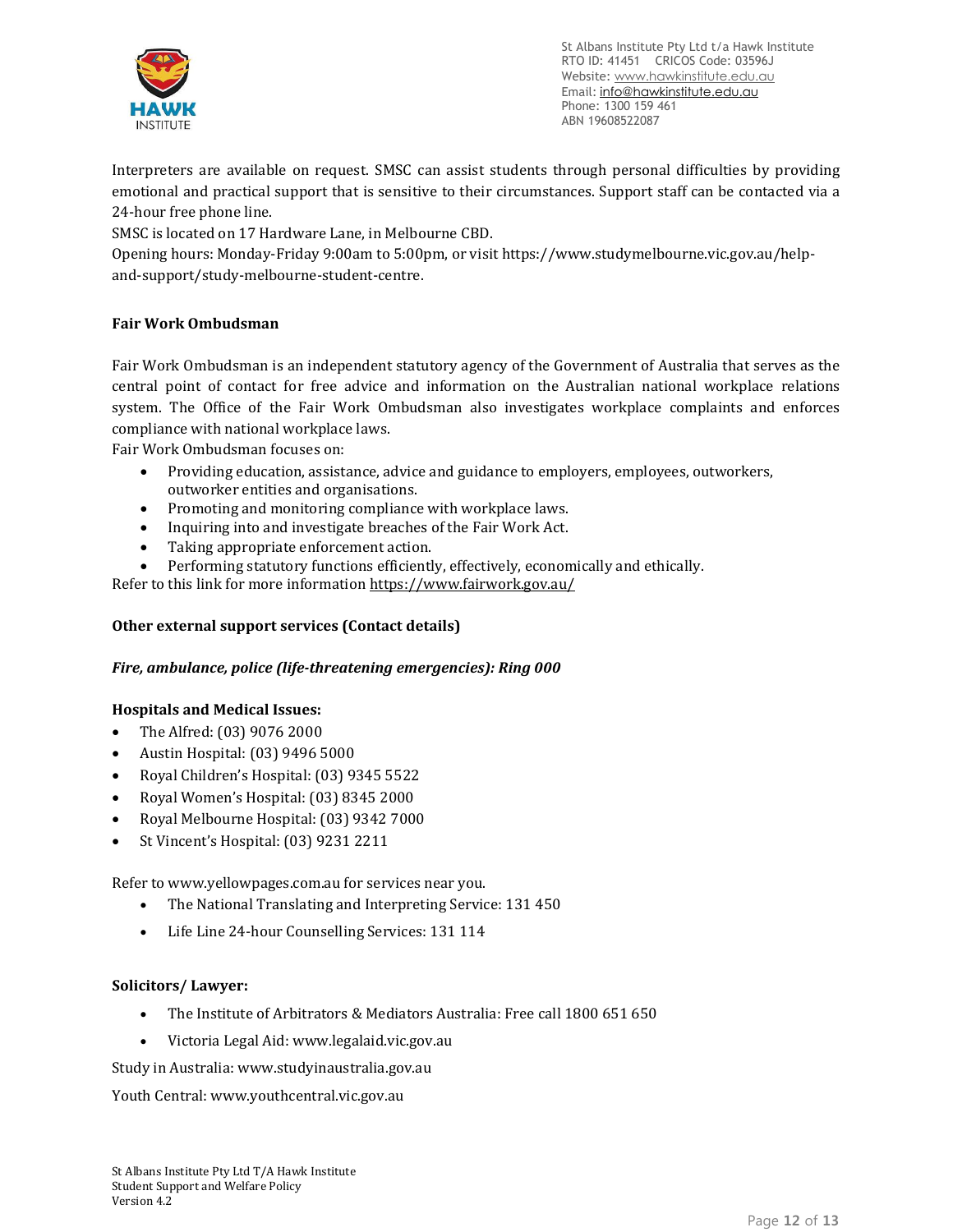Interpreters are available on request. SMSC can assist students through personal difficulties by providing emotional and practical support that is sensitive to their circumstances. Support staff can be contacted via a 24-hour free phone line.

SMSC is located on 17 Hardware Lane, in Melbourne CBD.

Opening hours: Monday-Friday 9:00am to 5:00pm, or visit https://www.studymelbourne.vic.gov.au/help-and-support/study-melbourne-student-centre.

**Fair Work Ombudsman**

Fair Work Ombudsman is an independent statutory agency of the Government of Australia that serves as the central point of contact for free advice and information on the Australian national workplace relations system. The Office of the Fair Work Ombudsman also investigates workplace complaints and enforces compliance with national workplace laws.

Fair Work Ombudsman focuses on:

- Providing education, assistance, advice and guidance to employers, employees, outworkers, outworker entities and organisations.
- Promoting and monitoring compliance with workplace laws.
- Inquiring into and investigate breaches of the Fair Work Act.
- Taking appropriate enforcement action.
- Performing statutory functions efficiently, effectively, economically and ethically.

Refer to this link for more information https://www.fairwork.gov.au/

**Other external support services (Contact details)**

***Fire, ambulance, police (life-threatening emergencies): Ring 000***

**Hospitals and Medical Issues:**

- The Alfred: (03) 9076 2000
- Austin Hospital: (03) 9496 5000
- Royal Children's Hospital: (03) 9345 5522
- Royal Women's Hospital: (03) 8345 2000
- Royal Melbourne Hospital: (03) 9342 7000
- St Vincent's Hospital: (03) 9231 2211

Refer to www.yellowpages.com.au for services near you.

- The National Translating and Interpreting Service: 131 450
- Life Line 24-hour Counselling Services: 131 114

**Solicitors/ Lawyer:**

- The Institute of Arbitrators & Mediators Australia: Free call 1800 651 650
- Victoria Legal Aid: www.legalaid.vic.gov.au

Study in Australia: www.studyinaustralia.gov.au

Youth Central: www.youthcentral.vic.gov.au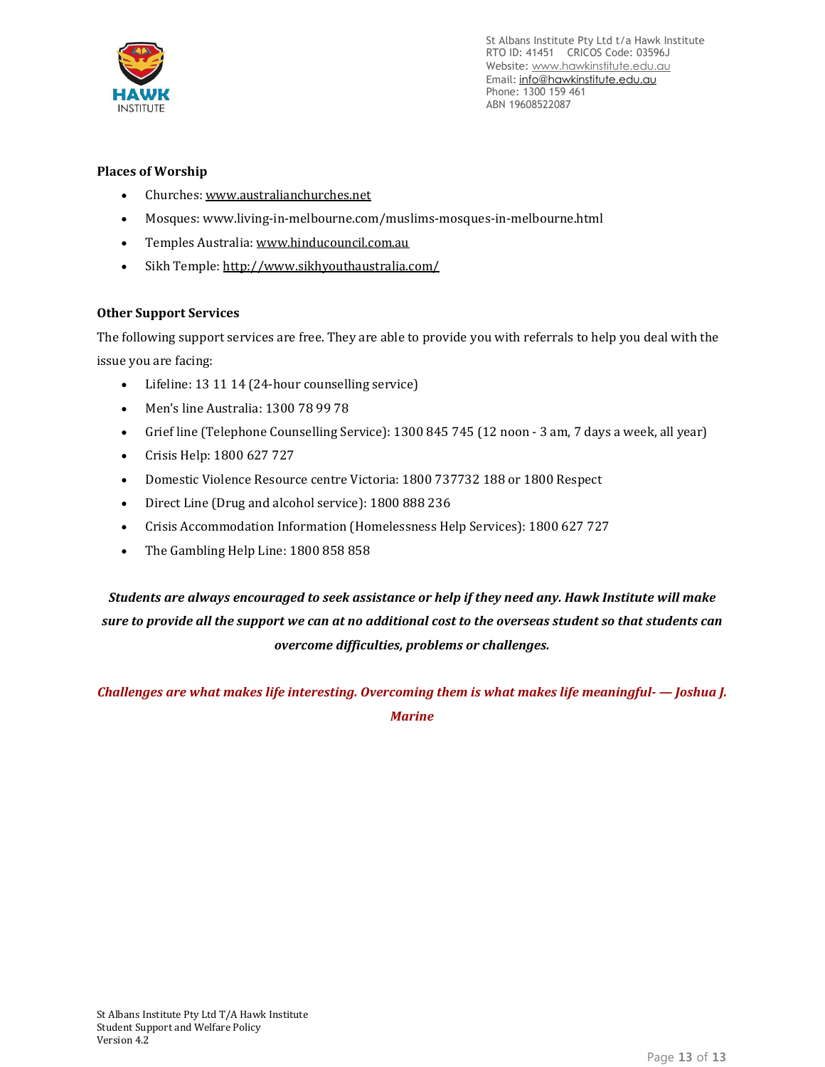**Places of Worship**

- Churches: www.australianchurches.net
- Mosques: www.living-in-melbourne.com/muslims-mosques-in-melbourne.html
- Temples Australia: www.hinducouncil.com.au
- Sikh Temple: http://www.sikhyouthaustralia.com/

**Other Support Services**

The following support services are free. They are able to provide you with referrals to help you deal with the issue you are facing:

- Lifeline: 13 11 14 (24-hour counselling service)
- Men's line Australia: 1300 78 99 78
- Grief line (Telephone Counselling Service): 1300 845 745 (12 noon - 3 am, 7 days a week, all year)
- Crisis Help: 1800 627 727
- Domestic Violence Resource centre Victoria: 1800 737732 188 or 1800 Respect
- Direct Line (Drug and alcohol service): 1800 888 236
- Crisis Accommodation Information (Homelessness Help Services): 1800 627 727
- The Gambling Help Line: 1800 858 858

***Students are always encouraged to seek assistance or help if they need any. Hawk Institute will make sure to provide all the support we can at no additional cost to the overseas student so that students can overcome difficulties, problems or challenges.***

***Challenges are what makes life interesting. Overcoming them is what makes life meaningful- — Joshua J. Marine***